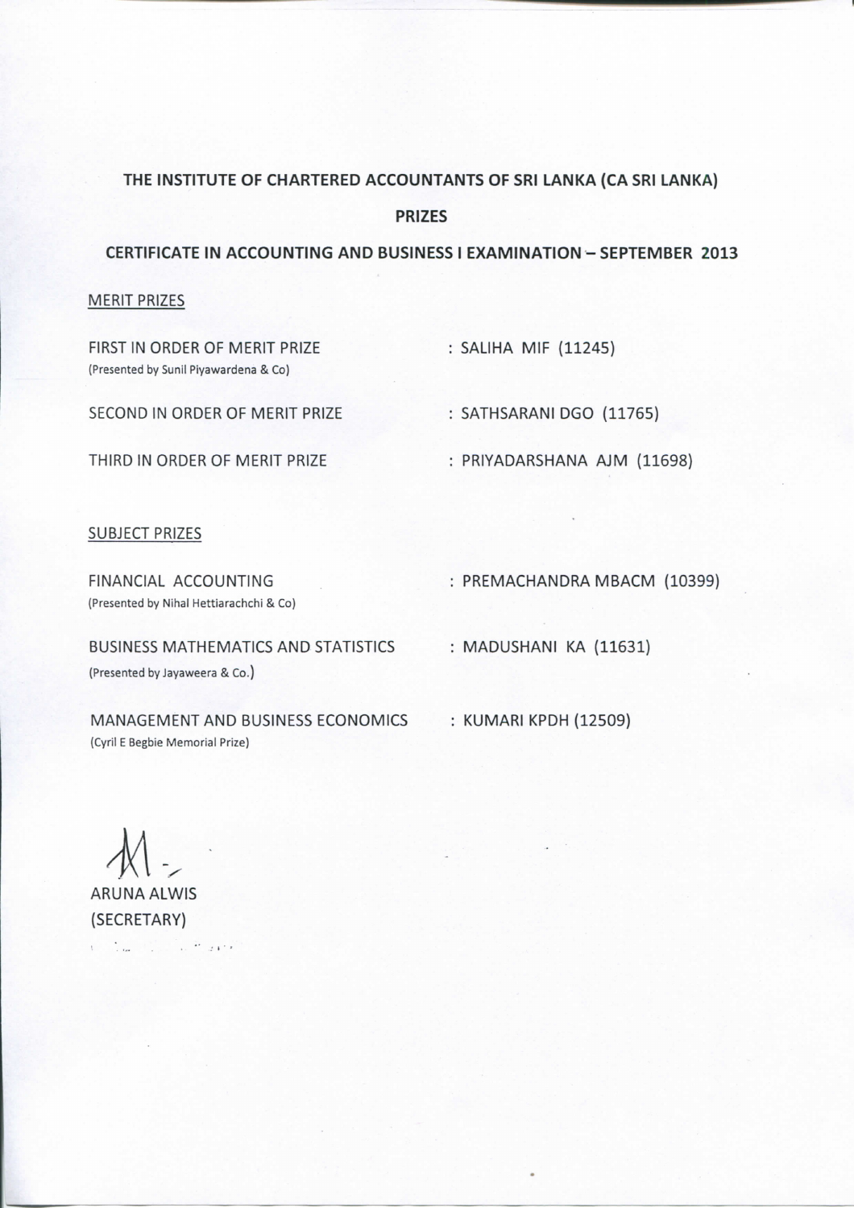# THE INSTITUTE OF CHARTERED ACCOUNTANTS OF SRI LANKA (CA SRI LANKA)

## PRIZES

## CERTIFICATE IN ACCOUNTING AND BUSINESS I EXAMINATION – SEPTEMBER 2013

### MERIT PRIZES

FIRST IN ORDER OF MERIT PRIZE : SALIHA MIF (11245)
(Presented by Sunil Piyawardena & Co)

SECOND IN ORDER OF MERIT PRIZE : SATHSARANI DGO (11765)

THIRD IN ORDER OF MERIT PRIZE : PRIYADARSHANA AJM (11698)

### SUBJECT PRIZES

FINANCIAL ACCOUNTING : PREMACHANDRA MBACM (10399)
(Presented by Nihal Hettiarachchi & Co)

BUSINESS MATHEMATICS AND STATISTICS : MADUSHANI KA (11631)
(Presented by Jayaweera & Co.)

MANAGEMENT AND BUSINESS ECONOMICS : KUMARI KPDH (12509)
(Cyril E Begbie Memorial Prize)

ARUNA ALWIS
(SECRETARY)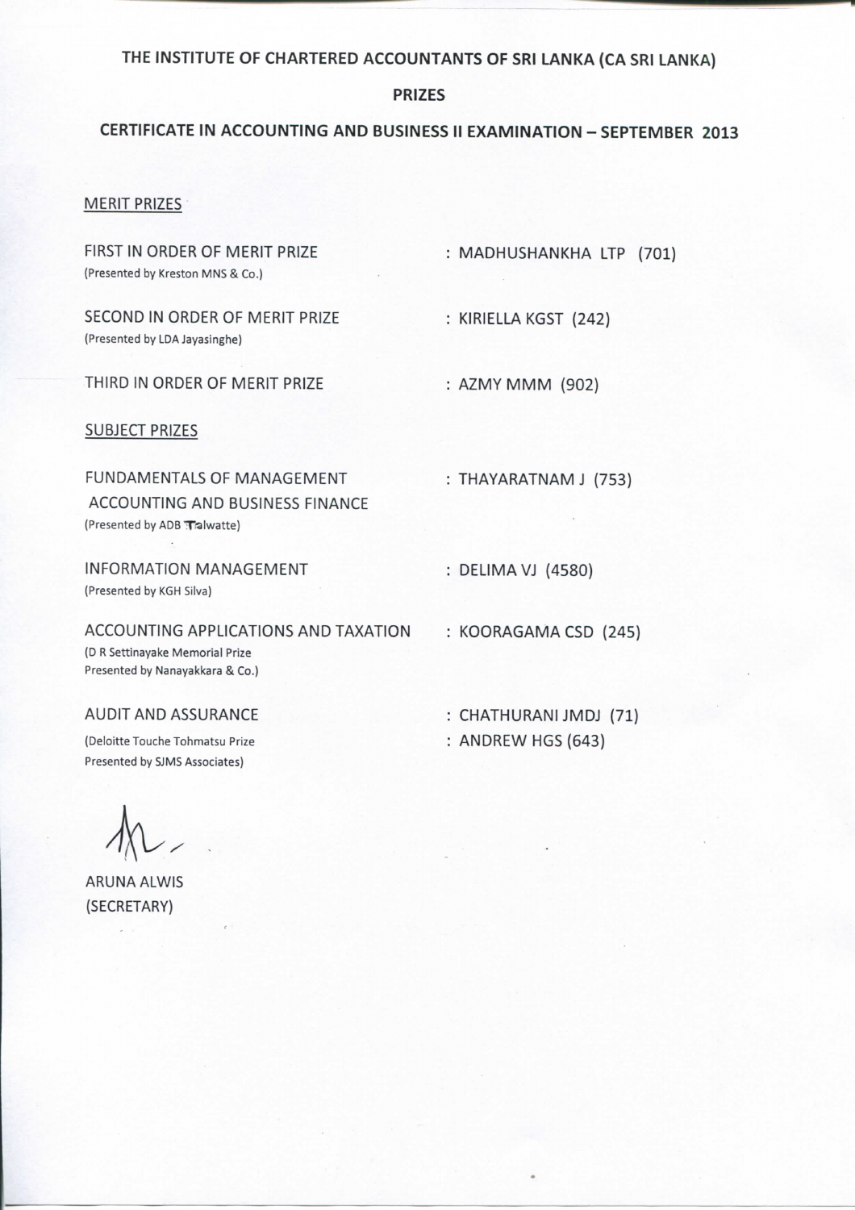# THE INSTITUTE OF CHARTERED ACCOUNTANTS OF SRI LANKA (CA SRI LANKA)

## PRIZES

## CERTIFICATE IN ACCOUNTING AND BUSINESS II EXAMINATION – SEPTEMBER 2013

### MERIT PRIZES

FIRST IN ORDER OF MERIT PRIZE : MADHUSHANKHA LTP (701)
(Presented by Kreston MNS & Co.)

SECOND IN ORDER OF MERIT PRIZE : KIRIELLA KGST (242)
(Presented by LDA Jayasinghe)

THIRD IN ORDER OF MERIT PRIZE : AZMY MMM (902)

### SUBJECT PRIZES

FUNDAMENTALS OF MANAGEMENT ACCOUNTING AND BUSINESS FINANCE : THAYARATNAM J (753)
(Presented by ADB Talwatte)

INFORMATION MANAGEMENT : DELIMA VJ (4580)
(Presented by KGH Silva)

ACCOUNTING APPLICATIONS AND TAXATION : KOORAGAMA CSD (245)
(D R Settinayake Memorial Prize
Presented by Nanayakkara & Co.)

AUDIT AND ASSURANCE : CHATHURANI JMDJ (71)
: ANDREW HGS (643)
(Deloitte Touche Tohmatsu Prize
Presented by SJMS Associates)

ARUNA ALWIS
(SECRETARY)